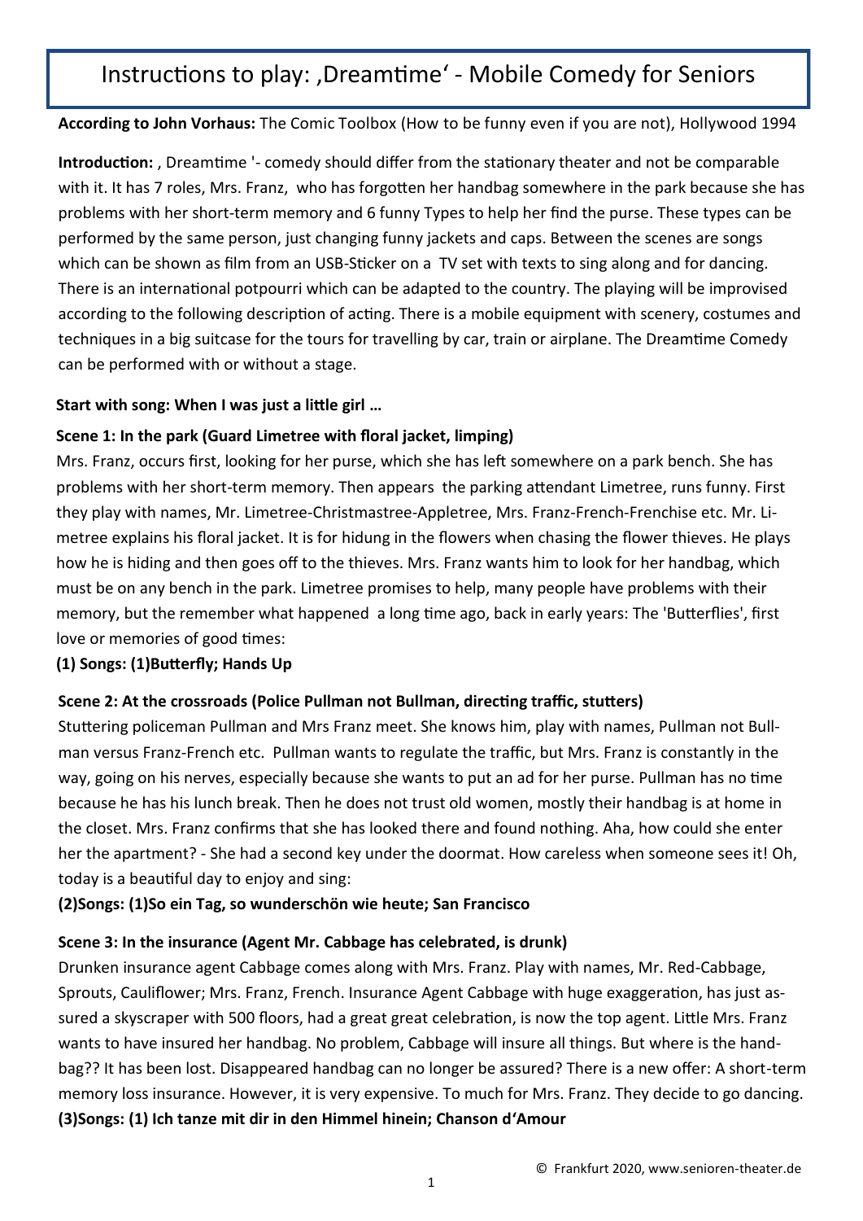# Instructions to play: ‚Dreamtime' - Mobile Comedy for Seniors

**According to John Vorhaus:** The Comic Toolbox (How to be funny even if you are not), Hollywood 1994

**Introduction:** , Dreamtime '- comedy should differ from the stationary theater and not be comparable with it. It has 7 roles, Mrs. Franz, who has forgotten her handbag somewhere in the park because she has problems with her short-term memory and 6 funny Types to help her find the purse. These types can be performed by the same person, just changing funny jackets and caps. Between the scenes are songs which can be shown as film from an USB-Sticker on a TV set with texts to sing along and for dancing. There is an international potpourri which can be adapted to the country. The playing will be improvised according to the following description of acting. There is a mobile equipment with scenery, costumes and techniques in a big suitcase for the tours for travelling by car, train or airplane. The Dreamtime Comedy can be performed with or without a stage.

**Start with song: When I was just a little girl …**

**Scene 1: In the park (Guard Limetree with floral jacket, limping)**

Mrs. Franz, occurs first, looking for her purse, which she has left somewhere on a park bench. She has problems with her short-term memory. Then appears the parking attendant Limetree, runs funny. First they play with names, Mr. Limetree-Christmastree-Appletree, Mrs. Franz-French-Frenchise etc. Mr. Limetree explains his floral jacket. It is for hidung in the flowers when chasing the flower thieves. He plays how he is hiding and then goes off to the thieves. Mrs. Franz wants him to look for her handbag, which must be on any bench in the park. Limetree promises to help, many people have problems with their memory, but the remember what happened a long time ago, back in early years: The 'Butterflies', first love or memories of good times:

**(1) Songs: (1)Butterfly; Hands Up**

**Scene 2: At the crossroads (Police Pullman not Bullman, directing traffic, stutters)**

Stuttering policeman Pullman and Mrs Franz meet. She knows him, play with names, Pullman not Bullman versus Franz-French etc. Pullman wants to regulate the traffic, but Mrs. Franz is constantly in the way, going on his nerves, especially because she wants to put an ad for her purse. Pullman has no time because he has his lunch break. Then he does not trust old women, mostly their handbag is at home in the closet. Mrs. Franz confirms that she has looked there and found nothing. Aha, how could she enter her the apartment? - She had a second key under the doormat. How careless when someone sees it! Oh, today is a beautiful day to enjoy and sing:

**(2)Songs: (1)So ein Tag, so wunderschön wie heute; San Francisco**

**Scene 3: In the insurance (Agent Mr. Cabbage has celebrated, is drunk)**

Drunken insurance agent Cabbage comes along with Mrs. Franz. Play with names, Mr. Red-Cabbage, Sprouts, Cauliflower; Mrs. Franz, French. Insurance Agent Cabbage with huge exaggeration, has just assured a skyscraper with 500 floors, had a great great celebration, is now the top agent. Little Mrs. Franz wants to have insured her handbag. No problem, Cabbage will insure all things. But where is the handbag?? It has been lost. Disappeared handbag can no longer be assured? There is a new offer: A short-term memory loss insurance. However, it is very expensive. To much for Mrs. Franz. They decide to go dancing.

**(3)Songs: (1) Ich tanze mit dir in den Himmel hinein; Chanson d'Amour**

© Frankfurt 2020, www.senioren-theater.de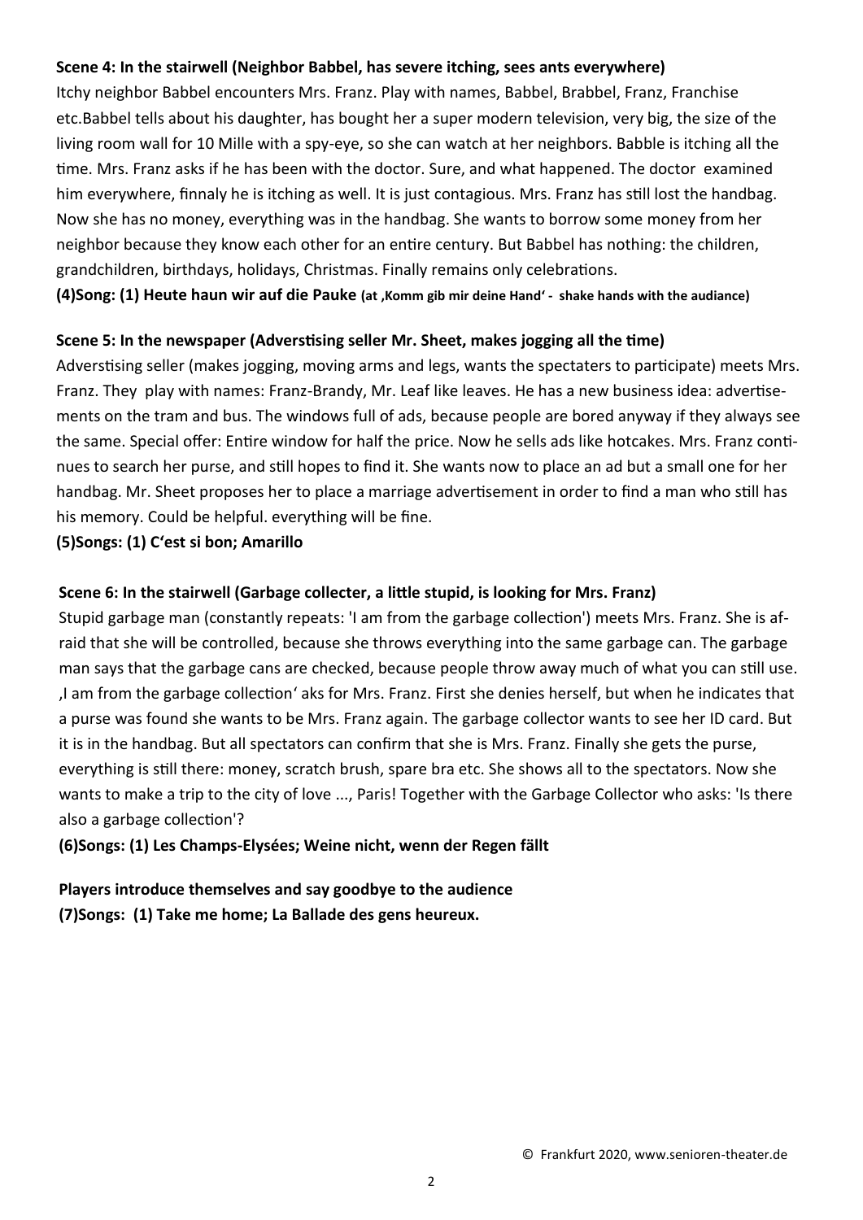**Scene 4: In the stairwell (Neighbor Babbel, has severe itching, sees ants everywhere)**

Itchy neighbor Babbel encounters Mrs. Franz. Play with names, Babbel, Brabbel, Franz, Franchise etc.Babbel tells about his daughter, has bought her a super modern television, very big, the size of the living room wall for 10 Mille with a spy-eye, so she can watch at her neighbors. Babble is itching all the time. Mrs. Franz asks if he has been with the doctor. Sure, and what happened. The doctor examined him everywhere, finnaly he is itching as well. It is just contagious. Mrs. Franz has still lost the handbag. Now she has no money, everything was in the handbag. She wants to borrow some money from her neighbor because they know each other for an entire century. But Babbel has nothing: the children, grandchildren, birthdays, holidays, Christmas. Finally remains only celebrations.

**(4)Song: (1) Heute haun wir auf die Pauke (at ‚Komm gib mir deine Hand' - shake hands with the audiance)**

**Scene 5: In the newspaper (Adverstising seller Mr. Sheet, makes jogging all the time)**

Adverstising seller (makes jogging, moving arms and legs, wants the spectaters to participate) meets Mrs. Franz. They play with names: Franz-Brandy, Mr. Leaf like leaves. He has a new business idea: advertisements on the tram and bus. The windows full of ads, because people are bored anyway if they always see the same. Special offer: Entire window for half the price. Now he sells ads like hotcakes. Mrs. Franz continues to search her purse, and still hopes to find it. She wants now to place an ad but a small one for her handbag. Mr. Sheet proposes her to place a marriage advertisement in order to find a man who still has his memory. Could be helpful. everything will be fine.

**(5)Songs: (1) C'est si bon; Amarillo**

**Scene 6: In the stairwell (Garbage collecter, a little stupid, is looking for Mrs. Franz)**

Stupid garbage man (constantly repeats: 'I am from the garbage collection') meets Mrs. Franz. She is afraid that she will be controlled, because she throws everything into the same garbage can. The garbage man says that the garbage cans are checked, because people throw away much of what you can still use. ‚I am from the garbage collection' aks for Mrs. Franz. First she denies herself, but when he indicates that a purse was found she wants to be Mrs. Franz again. The garbage collector wants to see her ID card. But it is in the handbag. But all spectators can confirm that she is Mrs. Franz. Finally she gets the purse, everything is still there: money, scratch brush, spare bra etc. She shows all to the spectators. Now she wants to make a trip to the city of love ..., Paris! Together with the Garbage Collector who asks: 'Is there also a garbage collection'?

**(6)Songs: (1) Les Champs-Elysées; Weine nicht, wenn der Regen fällt**

**Players introduce themselves and say goodbye to the audience**

**(7)Songs: (1) Take me home; La Ballade des gens heureux.**

© Frankfurt 2020, www.senioren-theater.de